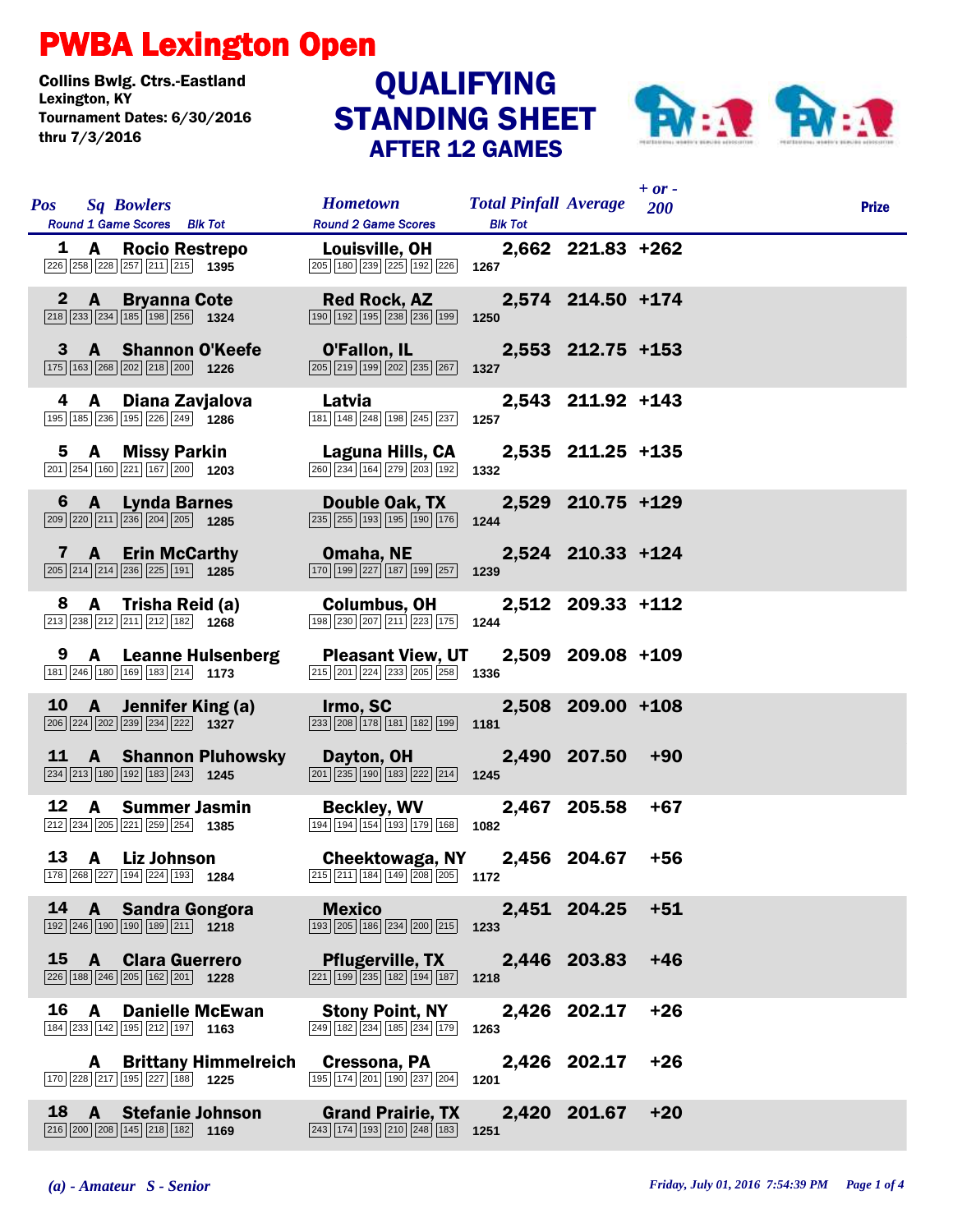# PWBA Lexington Open

**Collins Bwlg. Ctrs.-Eastland**
**Lexington, KY**
**Tournament Dates: 6/30/2016 thru 7/3/2016**

## QUALIFYING STANDING SHEET
### AFTER 12 GAMES

| Pos | Sq | Bowlers | Round 1 Game Scores | Blk Tot | Hometown | Round 2 Game Scores | Blk Tot | Total Pinfall | Average | + or - 200 | Prize |
|---|---|---|---|---|---|---|---|---|---|---|---|
| 1 | A | Rocio Restrepo | 226 258 228 257 211 215 | 1395 | Louisville, OH | 205 180 239 225 192 226 | 1267 | 2,662 | 221.83 | +262 | |
| 2 | A | Bryanna Cote | 218 233 234 185 198 256 | 1324 | Red Rock, AZ | 190 192 195 238 236 199 | 1250 | 2,574 | 214.50 | +174 | |
| 3 | A | Shannon O'Keefe | 175 163 268 202 218 200 | 1226 | O'Fallon, IL | 205 219 199 202 235 267 | 1327 | 2,553 | 212.75 | +153 | |
| 4 | A | Diana Zavjalova | 195 185 236 195 226 249 | 1286 | Latvia | 181 148 248 198 245 237 | 1257 | 2,543 | 211.92 | +143 | |
| 5 | A | Missy Parkin | 201 254 160 221 167 200 | 1203 | Laguna Hills, CA | 260 234 164 279 203 192 | 1332 | 2,535 | 211.25 | +135 | |
| 6 | A | Lynda Barnes | 209 220 211 236 204 205 | 1285 | Double Oak, TX | 235 255 193 195 190 176 | 1244 | 2,529 | 210.75 | +129 | |
| 7 | A | Erin McCarthy | 205 214 214 236 225 191 | 1285 | Omaha, NE | 170 199 227 187 199 257 | 1239 | 2,524 | 210.33 | +124 | |
| 8 | A | Trisha Reid (a) | 213 238 212 211 212 182 | 1268 | Columbus, OH | 198 230 207 211 223 175 | 1244 | 2,512 | 209.33 | +112 | |
| 9 | A | Leanne Hulsenberg | 181 246 180 169 183 214 | 1173 | Pleasant View, UT | 215 201 224 233 205 258 | 1336 | 2,509 | 209.08 | +109 | |
| 10 | A | Jennifer King (a) | 206 224 202 239 234 222 | 1327 | Irmo, SC | 233 208 178 181 182 199 | 1181 | 2,508 | 209.00 | +108 | |
| 11 | A | Shannon Pluhowsky | 234 213 180 192 183 243 | 1245 | Dayton, OH | 201 235 190 183 222 214 | 1245 | 2,490 | 207.50 | +90 | |
| 12 | A | Summer Jasmin | 212 234 205 221 259 254 | 1385 | Beckley, WV | 194 194 154 193 179 168 | 1082 | 2,467 | 205.58 | +67 | |
| 13 | A | Liz Johnson | 178 268 227 194 224 193 | 1284 | Cheektowaga, NY | 215 211 184 149 208 205 | 1172 | 2,456 | 204.67 | +56 | |
| 14 | A | Sandra Gongora | 192 246 190 190 189 211 | 1218 | Mexico | 193 205 186 234 200 215 | 1233 | 2,451 | 204.25 | +51 | |
| 15 | A | Clara Guerrero | 226 188 246 205 162 201 | 1228 | Pflugerville, TX | 221 199 235 182 194 187 | 1218 | 2,446 | 203.83 | +46 | |
| 16 | A | Danielle McEwan | 184 233 142 195 212 197 | 1163 | Stony Point, NY | 249 182 234 185 234 179 | 1263 | 2,426 | 202.17 | +26 | |
| | A | Brittany Himmelreich | 170 228 217 195 227 188 | 1225 | Cressona, PA | 195 174 201 190 237 204 | 1201 | 2,426 | 202.17 | +26 | |
| 18 | A | Stefanie Johnson | 216 200 208 145 218 182 | 1169 | Grand Prairie, TX | 243 174 193 210 248 183 | 1251 | 2,420 | 201.67 | +20 | |

*(a) - Amateur S - Senior*

*Friday, July 01, 2016 7:54:39 PM*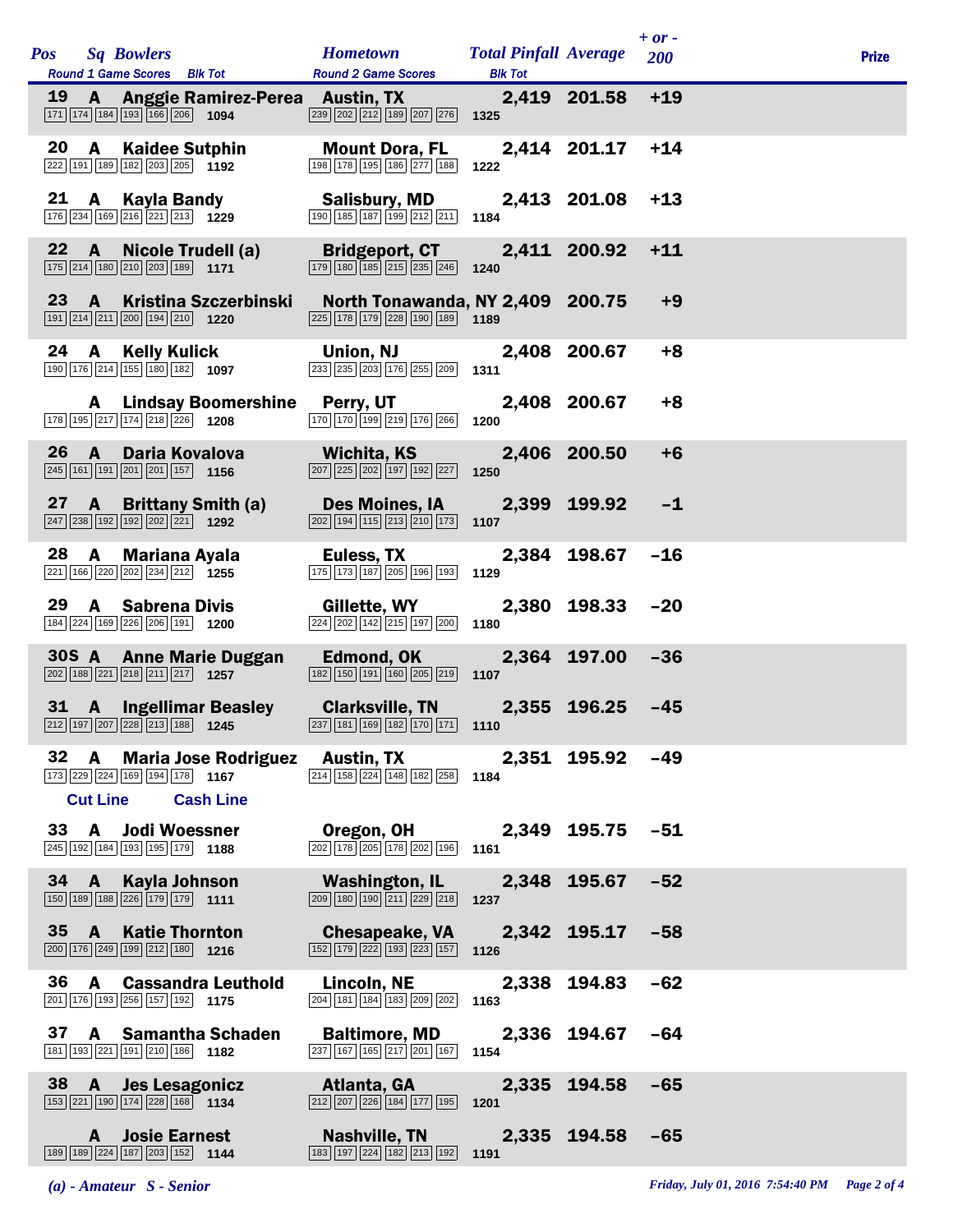| Pos | Sq | Bowlers | Hometown | Total Pinfall | Average | + or - 200 | Prize |
|---|---|---|---|---|---|---|---|
| | | Round 1 Game Scores / Blk Tot | Round 2 Game Scores / Blk Tot | | | | |
| 19 | A | Anggie Ramirez-Perea | Austin, TX | 2,419 | 201.58 | +19 | |
| | | 171 174 184 193 166 206 — 1094 | 239 202 212 189 207 276 — 1325 | | | | |
| 20 | A | Kaidee Sutphin | Mount Dora, FL | 2,414 | 201.17 | +14 | |
| | | 222 191 189 182 203 205 — 1192 | 198 178 195 186 277 188 — 1222 | | | | |
| 21 | A | Kayla Bandy | Salisbury, MD | 2,413 | 201.08 | +13 | |
| | | 176 234 169 216 221 213 — 1229 | 190 185 187 199 212 211 — 1184 | | | | |
| 22 | A | Nicole Trudell (a) | Bridgeport, CT | 2,411 | 200.92 | +11 | |
| | | 175 214 180 210 203 189 — 1171 | 179 180 185 215 235 246 — 1240 | | | | |
| 23 | A | Kristina Szczerbinski | North Tonawanda, NY | 2,409 | 200.75 | +9 | |
| | | 191 214 211 200 194 210 — 1220 | 225 178 179 228 190 189 — 1189 | | | | |
| 24 | A | Kelly Kulick | Union, NJ | 2,408 | 200.67 | +8 | |
| | | 190 176 214 155 180 182 — 1097 | 233 235 203 176 255 209 — 1311 | | | | |
| | A | Lindsay Boomershine | Perry, UT | 2,408 | 200.67 | +8 | |
| | | 178 195 217 174 218 226 — 1208 | 170 170 199 219 176 266 — 1200 | | | | |
| 26 | A | Daria Kovalova | Wichita, KS | 2,406 | 200.50 | +6 | |
| | | 245 161 191 201 201 157 — 1156 | 207 225 202 197 192 227 — 1250 | | | | |
| 27 | A | Brittany Smith (a) | Des Moines, IA | 2,399 | 199.92 | -1 | |
| | | 247 238 192 192 202 221 — 1292 | 202 194 115 213 210 173 — 1107 | | | | |
| 28 | A | Mariana Ayala | Euless, TX | 2,384 | 198.67 | -16 | |
| | | 221 166 220 202 234 212 — 1255 | 175 173 187 205 196 193 — 1129 | | | | |
| 29 | A | Sabrena Divis | Gillette, WY | 2,380 | 198.33 | -20 | |
| | | 184 224 169 226 206 191 — 1200 | 224 202 142 215 197 200 — 1180 | | | | |
| 30S | A | Anne Marie Duggan | Edmond, OK | 2,364 | 197.00 | -36 | |
| | | 202 188 221 218 211 217 — 1257 | 182 150 191 160 205 219 — 1107 | | | | |
| 31 | A | Ingellimar Beasley | Clarksville, TN | 2,355 | 196.25 | -45 | |
| | | 212 197 207 228 213 188 — 1245 | 237 181 169 182 170 171 — 1110 | | | | |
| 32 | A | Maria Jose Rodriguez | Austin, TX | 2,351 | 195.92 | -49 | |
| | | 173 229 224 169 194 178 — 1167 | 214 158 224 148 182 258 — 1184 | | | | |
| **Cut Line** | | **Cash Line** | | | | | |
| 33 | A | Jodi Woessner | Oregon, OH | 2,349 | 195.75 | -51 | |
| | | 245 192 184 193 195 179 — 1188 | 202 178 205 178 202 196 — 1161 | | | | |
| 34 | A | Kayla Johnson | Washington, IL | 2,348 | 195.67 | -52 | |
| | | 150 189 188 226 179 179 — 1111 | 209 180 190 211 229 218 — 1237 | | | | |
| 35 | A | Katie Thornton | Chesapeake, VA | 2,342 | 195.17 | -58 | |
| | | 200 176 249 199 212 180 — 1216 | 152 179 222 193 223 157 — 1126 | | | | |
| 36 | A | Cassandra Leuthold | Lincoln, NE | 2,338 | 194.83 | -62 | |
| | | 201 176 193 256 157 192 — 1175 | 204 181 184 183 209 202 — 1163 | | | | |
| 37 | A | Samantha Schaden | Baltimore, MD | 2,336 | 194.67 | -64 | |
| | | 181 193 221 191 210 186 — 1182 | 237 167 165 217 201 167 — 1154 | | | | |
| 38 | A | Jes Lesagonicz | Atlanta, GA | 2,335 | 194.58 | -65 | |
| | | 153 221 190 174 228 168 — 1134 | 212 207 226 184 177 195 — 1201 | | | | |
| | A | Josie Earnest | Nashville, TN | 2,335 | 194.58 | -65 | |
| | | 189 189 224 187 203 152 — 1144 | 183 197 224 182 213 192 — 1191 | | | | |

*(a) - Amateur S - Senior*

*Friday, July 01, 2016 7:54:40 PM*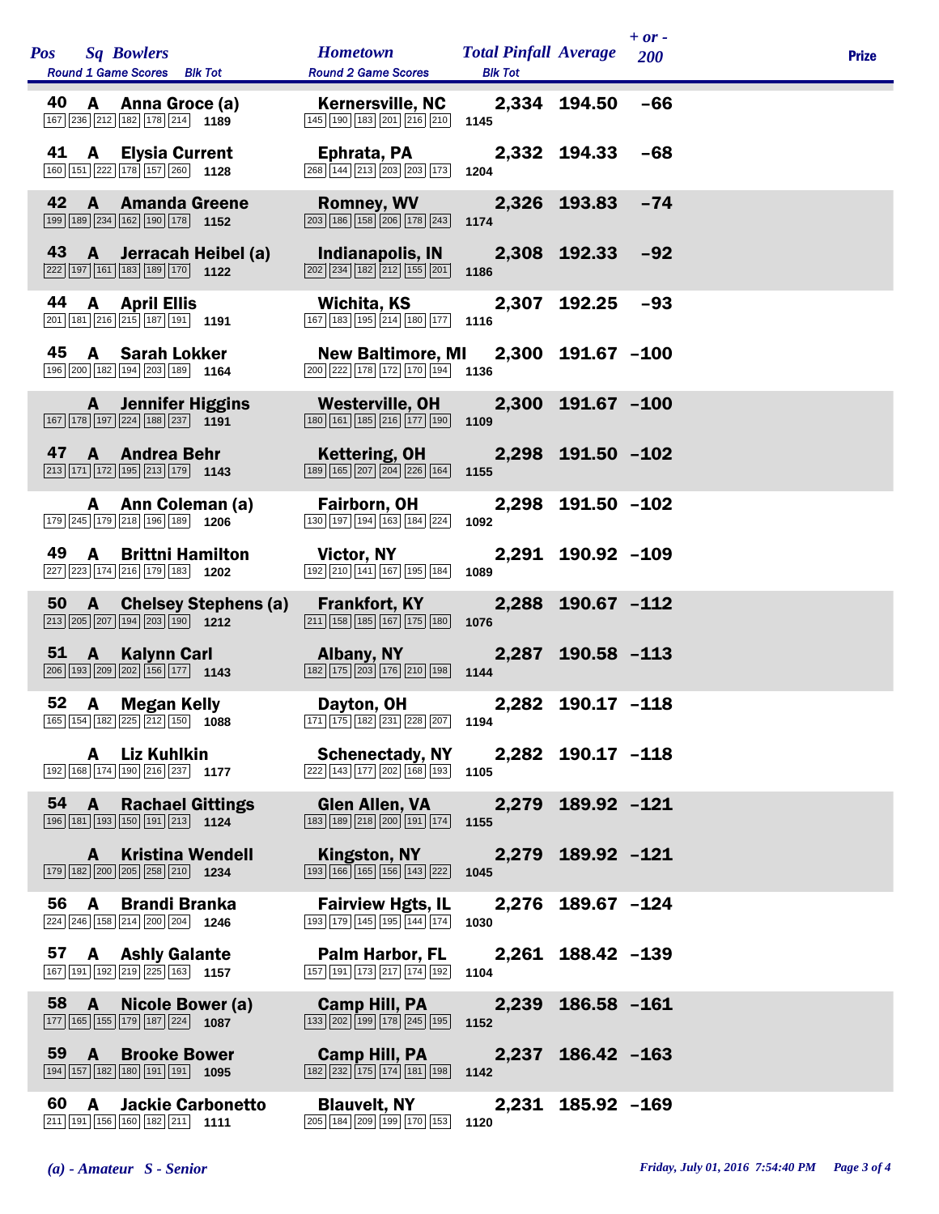| Pos | Sq | Bowlers | Round 1 Game Scores | Blk Tot | Hometown | Round 2 Game Scores | Blk Tot | Total Pinfall | Average | + or - 200 | Prize |
|---|---|---|---|---|---|---|---|---|---|---|---|
| 40 | A | Anna Groce (a) | 167 236 212 182 178 214 | 1189 | Kernersville, NC | 145 190 183 201 216 210 | 1145 | 2,334 | 194.50 | -66 | |
| 41 | A | Elysia Current | 160 151 222 178 157 260 | 1128 | Ephrata, PA | 268 144 213 203 203 173 | 1204 | 2,332 | 194.33 | -68 | |
| 42 | A | Amanda Greene | 199 189 234 162 190 178 | 1152 | Romney, WV | 203 186 158 206 178 243 | 1174 | 2,326 | 193.83 | -74 | |
| 43 | A | Jerracah Heibel (a) | 222 197 161 183 189 170 | 1122 | Indianapolis, IN | 202 234 182 212 155 201 | 1186 | 2,308 | 192.33 | -92 | |
| 44 | A | April Ellis | 201 181 216 215 187 191 | 1191 | Wichita, KS | 167 183 195 214 180 177 | 1116 | 2,307 | 192.25 | -93 | |
| 45 | A | Sarah Lokker | 196 200 182 194 203 189 | 1164 | New Baltimore, MI | 200 222 178 172 170 194 | 1136 | 2,300 | 191.67 | -100 | |
| | A | Jennifer Higgins | 167 178 197 224 188 237 | 1191 | Westerville, OH | 180 161 185 216 177 190 | 1109 | 2,300 | 191.67 | -100 | |
| 47 | A | Andrea Behr | 213 171 172 195 213 179 | 1143 | Kettering, OH | 189 165 207 204 226 164 | 1155 | 2,298 | 191.50 | -102 | |
| | A | Ann Coleman (a) | 179 245 179 218 196 189 | 1206 | Fairborn, OH | 130 197 194 163 184 224 | 1092 | 2,298 | 191.50 | -102 | |
| 49 | A | Brittni Hamilton | 227 223 174 216 179 183 | 1202 | Victor, NY | 192 210 141 167 195 184 | 1089 | 2,291 | 190.92 | -109 | |
| 50 | A | Chelsey Stephens (a) | 213 205 207 194 203 190 | 1212 | Frankfort, KY | 211 158 185 167 175 180 | 1076 | 2,288 | 190.67 | -112 | |
| 51 | A | Kalynn Carl | 206 193 209 202 156 177 | 1143 | Albany, NY | 182 175 203 176 210 198 | 1144 | 2,287 | 190.58 | -113 | |
| 52 | A | Megan Kelly | 165 154 182 225 212 150 | 1088 | Dayton, OH | 171 175 182 231 228 207 | 1194 | 2,282 | 190.17 | -118 | |
| | A | Liz Kuhlkin | 192 168 174 190 216 237 | 1177 | Schenectady, NY | 222 143 177 202 168 193 | 1105 | 2,282 | 190.17 | -118 | |
| 54 | A | Rachael Gittings | 196 181 193 150 191 213 | 1124 | Glen Allen, VA | 183 189 218 200 191 174 | 1155 | 2,279 | 189.92 | -121 | |
| | A | Kristina Wendell | 179 182 200 205 258 210 | 1234 | Kingston, NY | 193 166 165 156 143 222 | 1045 | 2,279 | 189.92 | -121 | |
| 56 | A | Brandi Branka | 224 246 158 214 200 204 | 1246 | Fairview Hgts, IL | 193 179 145 195 144 174 | 1030 | 2,276 | 189.67 | -124 | |
| 57 | A | Ashly Galante | 167 191 192 219 225 163 | 1157 | Palm Harbor, FL | 157 191 173 217 174 192 | 1104 | 2,261 | 188.42 | -139 | |
| 58 | A | Nicole Bower (a) | 177 165 155 179 187 224 | 1087 | Camp Hill, PA | 133 202 199 178 245 195 | 1152 | 2,239 | 186.58 | -161 | |
| 59 | A | Brooke Bower | 194 157 182 180 191 191 | 1095 | Camp Hill, PA | 182 232 175 174 181 198 | 1142 | 2,237 | 186.42 | -163 | |
| 60 | A | Jackie Carbonetto | 211 191 156 160 182 211 | 1111 | Blauvelt, NY | 205 184 209 199 170 153 | 1120 | 2,231 | 185.92 | -169 | |

*(a) - Amateur S - Senior*

*Friday, July 01, 2016 7:54:40 PM*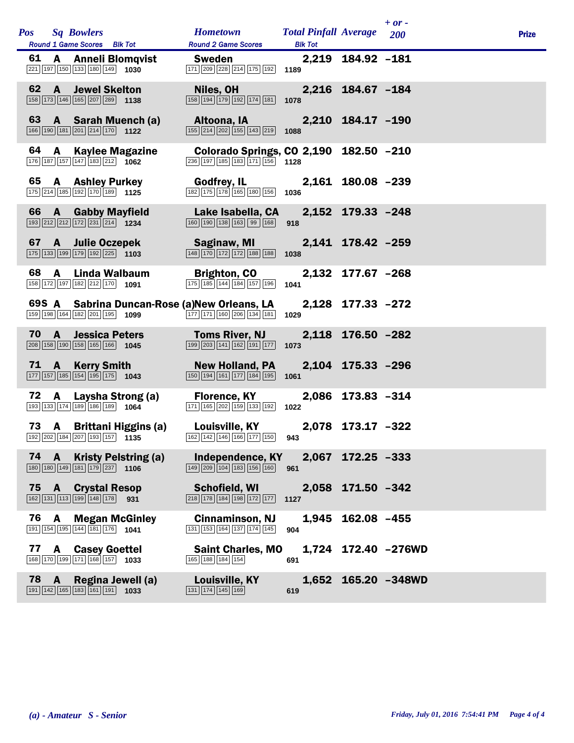| Pos | Sq | Bowlers | Round 1 Game Scores | Blk Tot | Hometown | Round 2 Game Scores | Blk Tot | Total Pinfall | Average | + or - 200 | Prize |
|---|---|---|---|---|---|---|---|---|---|---|---|
| 61 | A | Anneli Blomqvist | 221 197 150 133 180 149 | 1030 | Sweden | 171 209 228 214 175 192 | 1189 | 2,219 | 184.92 | -181 | |
| 62 | A | Jewel Skelton | 158 173 146 165 207 289 | 1138 | Niles, OH | 158 194 179 192 174 181 | 1078 | 2,216 | 184.67 | -184 | |
| 63 | A | Sarah Muench (a) | 166 190 181 201 214 170 | 1122 | Altoona, IA | 155 214 202 155 143 219 | 1088 | 2,210 | 184.17 | -190 | |
| 64 | A | Kaylee Magazine | 176 187 157 147 183 212 | 1062 | Colorado Springs, CO | 236 197 185 183 171 156 | 1128 | 2,190 | 182.50 | -210 | |
| 65 | A | Ashley Purkey | 175 214 185 192 170 189 | 1125 | Godfrey, IL | 182 175 178 165 180 156 | 1036 | 2,161 | 180.08 | -239 | |
| 66 | A | Gabby Mayfield | 193 212 212 172 231 214 | 1234 | Lake Isabella, CA | 160 190 138 163 99 168 | 918 | 2,152 | 179.33 | -248 | |
| 67 | A | Julie Oczepek | 175 133 199 179 192 225 | 1103 | Saginaw, MI | 148 170 172 172 188 188 | 1038 | 2,141 | 178.42 | -259 | |
| 68 | A | Linda Walbaum | 158 172 197 182 212 170 | 1091 | Brighton, CO | 175 185 144 184 157 196 | 1041 | 2,132 | 177.67 | -268 | |
| 69S | A | Sabrina Duncan-Rose (a) | 159 198 164 182 201 195 | 1099 | New Orleans, LA | 177 171 160 206 134 181 | 1029 | 2,128 | 177.33 | -272 | |
| 70 | A | Jessica Peters | 208 158 190 158 165 166 | 1045 | Toms River, NJ | 199 203 141 162 191 177 | 1073 | 2,118 | 176.50 | -282 | |
| 71 | A | Kerry Smith | 177 157 185 154 195 175 | 1043 | New Holland, PA | 150 194 161 177 184 195 | 1061 | 2,104 | 175.33 | -296 | |
| 72 | A | Laysha Strong (a) | 193 133 174 189 186 189 | 1064 | Florence, KY | 171 165 202 159 133 192 | 1022 | 2,086 | 173.83 | -314 | |
| 73 | A | Brittani Higgins (a) | 192 202 184 207 193 157 | 1135 | Louisville, KY | 162 142 146 166 177 150 | 943 | 2,078 | 173.17 | -322 | |
| 74 | A | Kristy Pelstring (a) | 180 180 149 181 179 237 | 1106 | Independence, KY | 149 209 104 183 156 160 | 961 | 2,067 | 172.25 | -333 | |
| 75 | A | Crystal Resop | 162 131 113 199 148 178 | 931 | Schofield, WI | 218 178 184 198 172 177 | 1127 | 2,058 | 171.50 | -342 | |
| 76 | A | Megan McGinley | 191 154 195 144 181 176 | 1041 | Cinnaminson, NJ | 131 153 164 137 174 145 | 904 | 1,945 | 162.08 | -455 | |
| 77 | A | Casey Goettel | 168 170 199 171 168 157 | 1033 | Saint Charles, MO | 165 188 184 154 | 691 | 1,724 | 172.40 | -276WD | |
| 78 | A | Regina Jewell (a) | 191 142 165 183 161 191 | 1033 | Louisville, KY | 131 174 145 169 | 619 | 1,652 | 165.20 | -348WD | |

*(a) - Amateur S - Senior*

*Friday, July 01, 2016 7:54:41 PM*